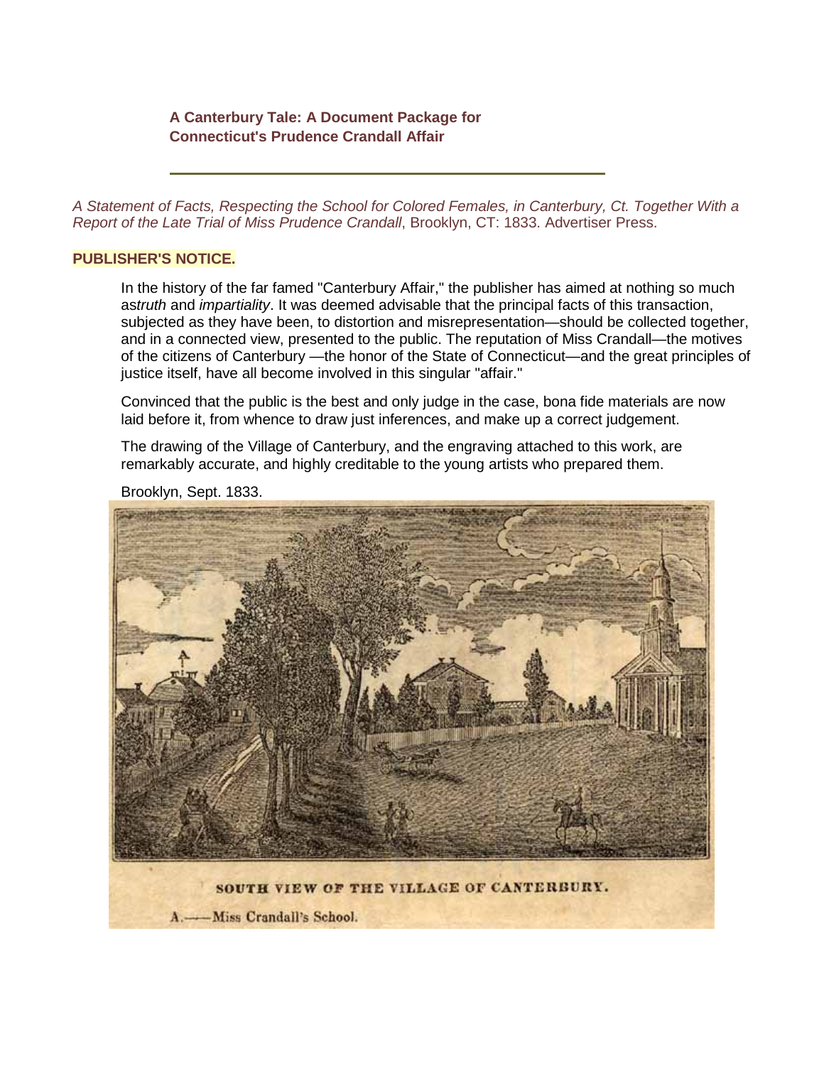**A Canterbury Tale: A Document Package for Connecticut's Prudence Crandall Affair**

---

*A Statement of Facts, Respecting the School for Colored Females, in Canterbury, Ct. Together With a Report of the Late Trial of Miss Prudence Crandall*, Brooklyn, CT: 1833. Advertiser Press.

**PUBLISHER'S NOTICE.**

In the history of the far famed "Canterbury Affair," the publisher has aimed at nothing so much as *truth* and *impartiality*. It was deemed advisable that the principal facts of this transaction, subjected as they have been, to distortion and misrepresentation—should be collected together, and in a connected view, presented to the public. The reputation of Miss Crandall—the motives of the citizens of Canterbury —the honor of the State of Connecticut—and the great principles of justice itself, have all become involved in this singular "affair."

Convinced that the public is the best and only judge in the case, bona fide materials are now laid before it, from whence to draw just inferences, and make up a correct judgement.

The drawing of the Village of Canterbury, and the engraving attached to this work, are remarkably accurate, and highly creditable to the young artists who prepared them.

Brooklyn, Sept. 1833.

SOUTH VIEW OF THE VILLAGE OF CANTERBURY.

A.—Miss Crandall's School.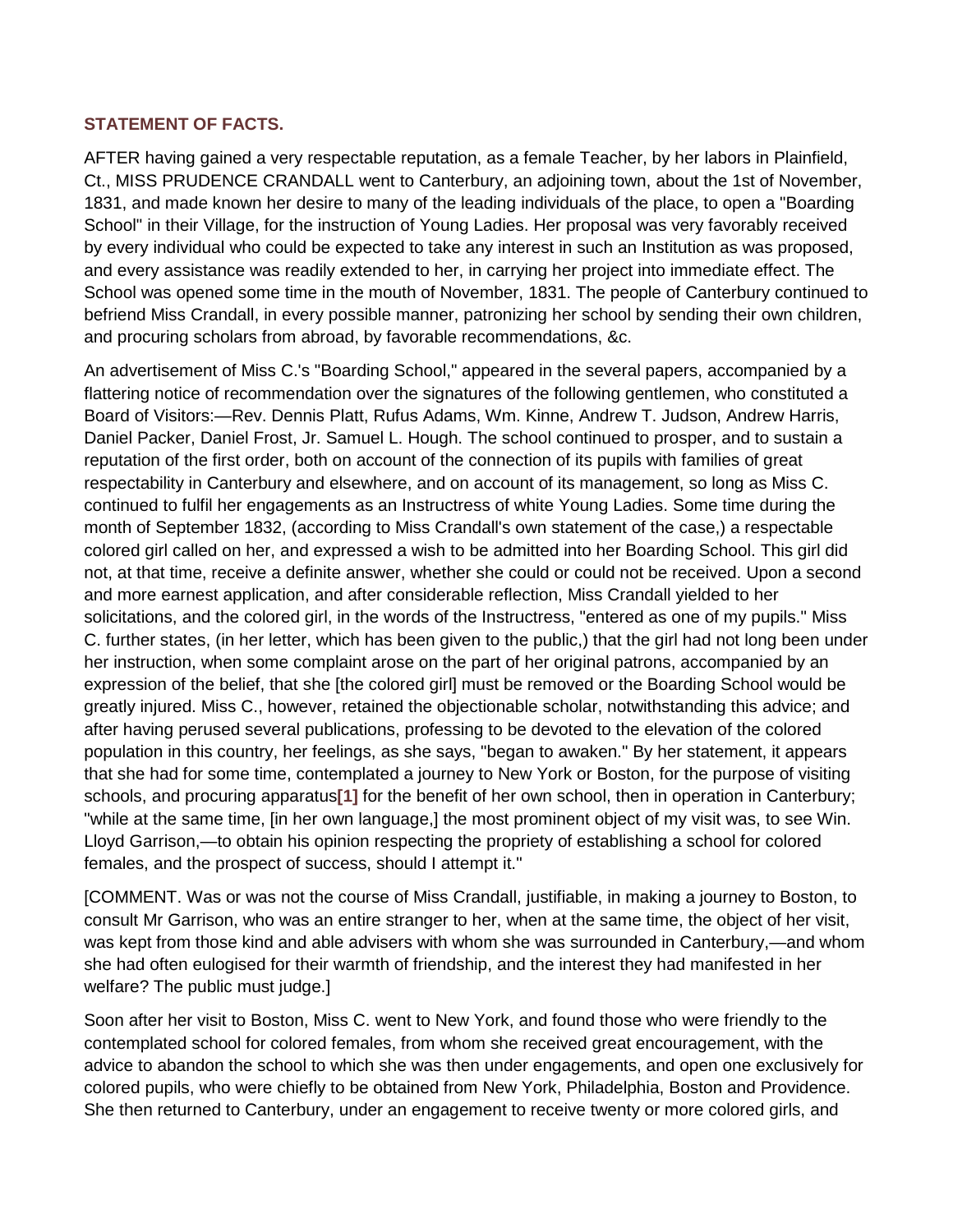## STATEMENT OF FACTS.

AFTER having gained a very respectable reputation, as a female Teacher, by her labors in Plainfield, Ct., MISS PRUDENCE CRANDALL went to Canterbury, an adjoining town, about the 1st of November, 1831, and made known her desire to many of the leading individuals of the place, to open a "Boarding School" in their Village, for the instruction of Young Ladies. Her proposal was very favorably received by every individual who could be expected to take any interest in such an Institution as was proposed, and every assistance was readily extended to her, in carrying her project into immediate effect. The School was opened some time in the mouth of November, 1831. The people of Canterbury continued to befriend Miss Crandall, in every possible manner, patronizing her school by sending their own children, and procuring scholars from abroad, by favorable recommendations, &c.

An advertisement of Miss C.'s "Boarding School," appeared in the several papers, accompanied by a flattering notice of recommendation over the signatures of the following gentlemen, who constituted a Board of Visitors:—Rev. Dennis Platt, Rufus Adams, Wm. Kinne, Andrew T. Judson, Andrew Harris, Daniel Packer, Daniel Frost, Jr. Samuel L. Hough. The school continued to prosper, and to sustain a reputation of the first order, both on account of the connection of its pupils with families of great respectability in Canterbury and elsewhere, and on account of its management, so long as Miss C. continued to fulfil her engagements as an Instructress of white Young Ladies. Some time during the month of September 1832, (according to Miss Crandall's own statement of the case,) a respectable colored girl called on her, and expressed a wish to be admitted into her Boarding School. This girl did not, at that time, receive a definite answer, whether she could or could not be received. Upon a second and more earnest application, and after considerable reflection, Miss Crandall yielded to her solicitations, and the colored girl, in the words of the Instructress, "entered as one of my pupils." Miss C. further states, (in her letter, which has been given to the public,) that the girl had not long been under her instruction, when some complaint arose on the part of her original patrons, accompanied by an expression of the belief, that she [the colored girl] must be removed or the Boarding School would be greatly injured. Miss C., however, retained the objectionable scholar, notwithstanding this advice; and after having perused several publications, professing to be devoted to the elevation of the colored population in this country, her feelings, as she says, "began to awaken." By her statement, it appears that she had for some time, contemplated a journey to New York or Boston, for the purpose of visiting schools, and procuring apparatus[1] for the benefit of her own school, then in operation in Canterbury; "while at the same time, [in her own language,] the most prominent object of my visit was, to see Win. Lloyd Garrison,—to obtain his opinion respecting the propriety of establishing a school for colored females, and the prospect of success, should I attempt it."

[COMMENT. Was or was not the course of Miss Crandall, justifiable, in making a journey to Boston, to consult Mr Garrison, who was an entire stranger to her, when at the same time, the object of her visit, was kept from those kind and able advisers with whom she was surrounded in Canterbury,—and whom she had often eulogised for their warmth of friendship, and the interest they had manifested in her welfare? The public must judge.]

Soon after her visit to Boston, Miss C. went to New York, and found those who were friendly to the contemplated school for colored females, from whom she received great encouragement, with the advice to abandon the school to which she was then under engagements, and open one exclusively for colored pupils, who were chiefly to be obtained from New York, Philadelphia, Boston and Providence. She then returned to Canterbury, under an engagement to receive twenty or more colored girls, and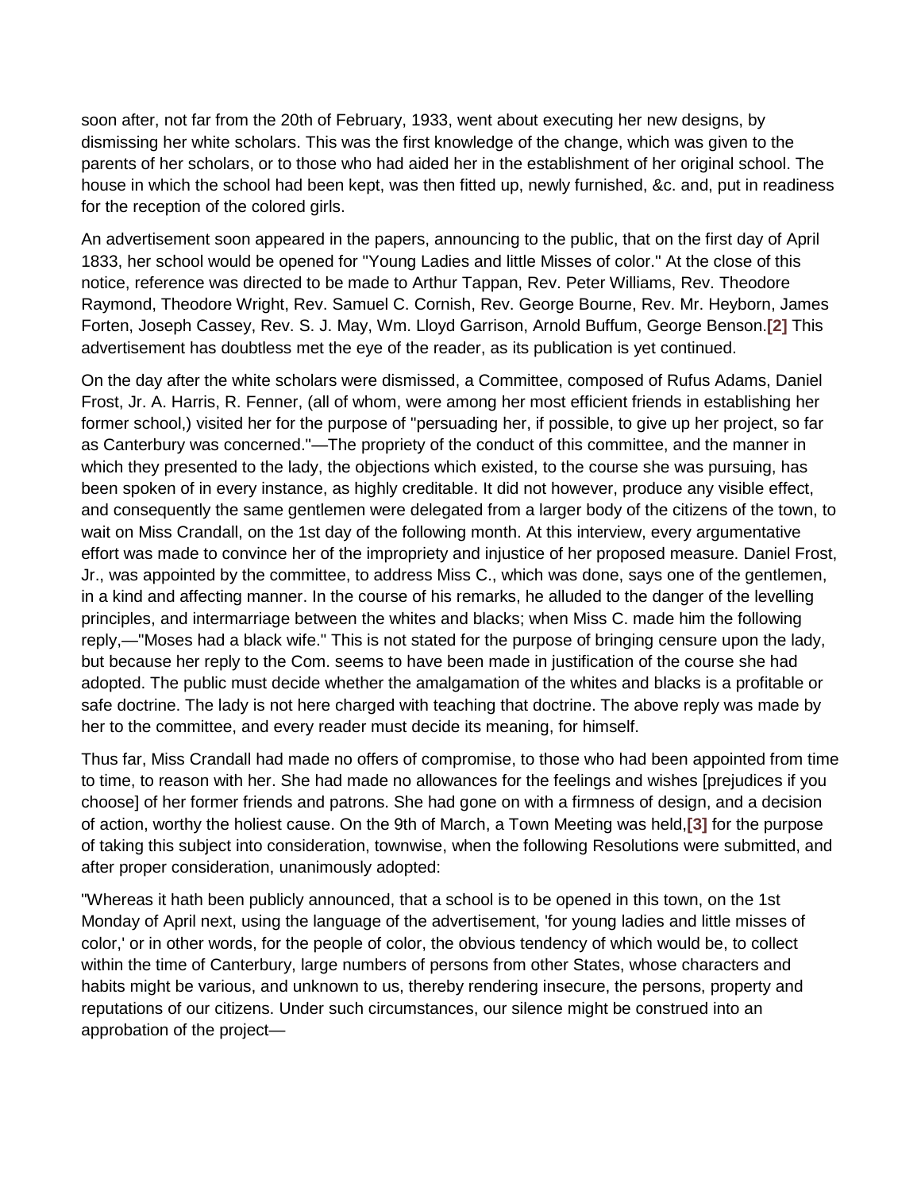soon after, not far from the 20th of February, 1933, went about executing her new designs, by dismissing her white scholars. This was the first knowledge of the change, which was given to the parents of her scholars, or to those who had aided her in the establishment of her original school. The house in which the school had been kept, was then fitted up, newly furnished, &c. and, put in readiness for the reception of the colored girls.

An advertisement soon appeared in the papers, announcing to the public, that on the first day of April 1833, her school would be opened for "Young Ladies and little Misses of color." At the close of this notice, reference was directed to be made to Arthur Tappan, Rev. Peter Williams, Rev. Theodore Raymond, Theodore Wright, Rev. Samuel C. Cornish, Rev. George Bourne, Rev. Mr. Heyborn, James Forten, Joseph Cassey, Rev. S. J. May, Wm. Lloyd Garrison, Arnold Buffum, George Benson.**[2]** This advertisement has doubtless met the eye of the reader, as its publication is yet continued.

On the day after the white scholars were dismissed, a Committee, composed of Rufus Adams, Daniel Frost, Jr. A. Harris, R. Fenner, (all of whom, were among her most efficient friends in establishing her former school,) visited her for the purpose of "persuading her, if possible, to give up her project, so far as Canterbury was concerned."—The propriety of the conduct of this committee, and the manner in which they presented to the lady, the objections which existed, to the course she was pursuing, has been spoken of in every instance, as highly creditable. It did not however, produce any visible effect, and consequently the same gentlemen were delegated from a larger body of the citizens of the town, to wait on Miss Crandall, on the 1st day of the following month. At this interview, every argumentative effort was made to convince her of the impropriety and injustice of her proposed measure. Daniel Frost, Jr., was appointed by the committee, to address Miss C., which was done, says one of the gentlemen, in a kind and affecting manner. In the course of his remarks, he alluded to the danger of the levelling principles, and intermarriage between the whites and blacks; when Miss C. made him the following reply,—"Moses had a black wife." This is not stated for the purpose of bringing censure upon the lady, but because her reply to the Com. seems to have been made in justification of the course she had adopted. The public must decide whether the amalgamation of the whites and blacks is a profitable or safe doctrine. The lady is not here charged with teaching that doctrine. The above reply was made by her to the committee, and every reader must decide its meaning, for himself.

Thus far, Miss Crandall had made no offers of compromise, to those who had been appointed from time to time, to reason with her. She had made no allowances for the feelings and wishes [prejudices if you choose] of her former friends and patrons. She had gone on with a firmness of design, and a decision of action, worthy the holiest cause. On the 9th of March, a Town Meeting was held,**[3]** for the purpose of taking this subject into consideration, townwise, when the following Resolutions were submitted, and after proper consideration, unanimously adopted:

"Whereas it hath been publicly announced, that a school is to be opened in this town, on the 1st Monday of April next, using the language of the advertisement, 'for young ladies and little misses of color,' or in other words, for the people of color, the obvious tendency of which would be, to collect within the time of Canterbury, large numbers of persons from other States, whose characters and habits might be various, and unknown to us, thereby rendering insecure, the persons, property and reputations of our citizens. Under such circumstances, our silence might be construed into an approbation of the project—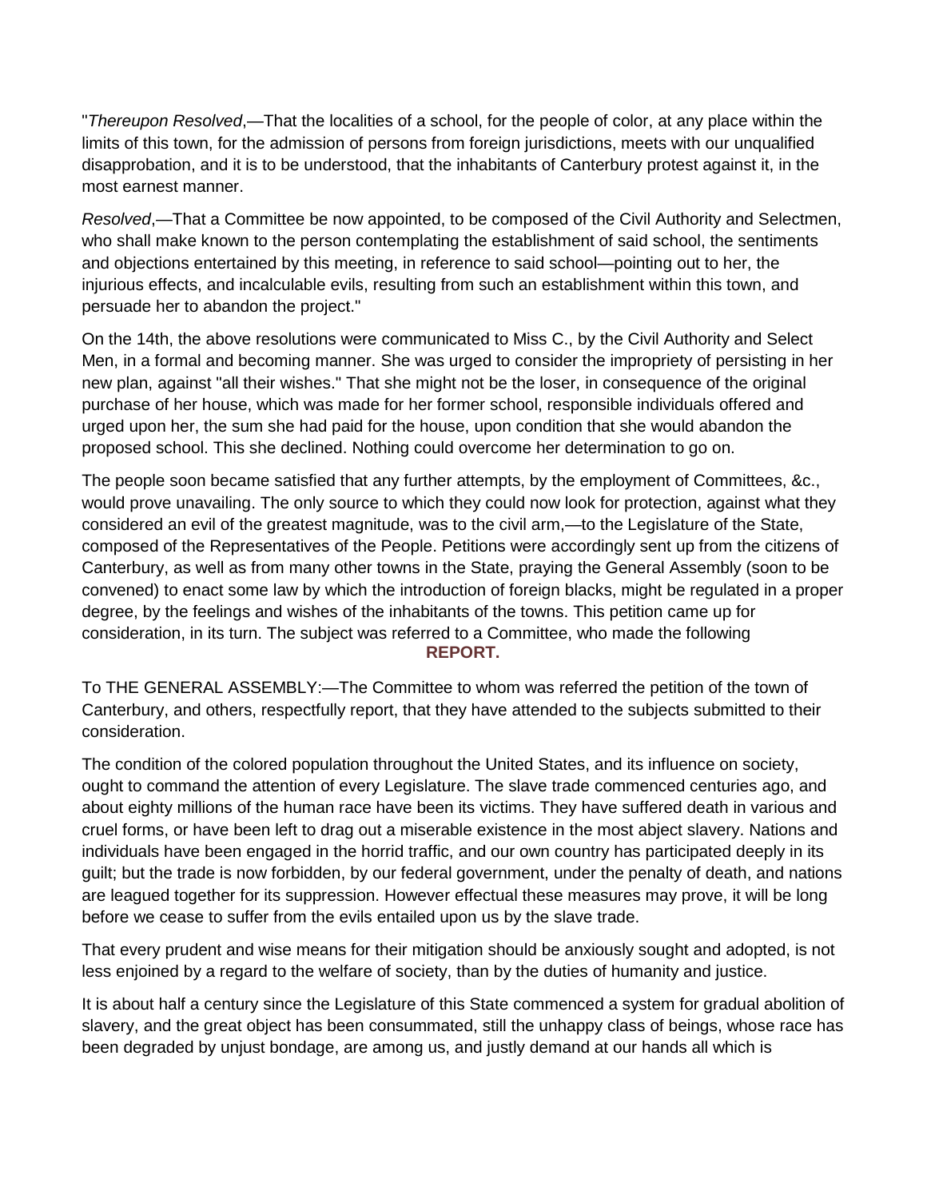"*Thereupon Resolved*,—That the localities of a school, for the people of color, at any place within the limits of this town, for the admission of persons from foreign jurisdictions, meets with our unqualified disapprobation, and it is to be understood, that the inhabitants of Canterbury protest against it, in the most earnest manner.

*Resolved*,—That a Committee be now appointed, to be composed of the Civil Authority and Selectmen, who shall make known to the person contemplating the establishment of said school, the sentiments and objections entertained by this meeting, in reference to said school—pointing out to her, the injurious effects, and incalculable evils, resulting from such an establishment within this town, and persuade her to abandon the project."

On the 14th, the above resolutions were communicated to Miss C., by the Civil Authority and Select Men, in a formal and becoming manner. She was urged to consider the impropriety of persisting in her new plan, against "all their wishes." That she might not be the loser, in consequence of the original purchase of her house, which was made for her former school, responsible individuals offered and urged upon her, the sum she had paid for the house, upon condition that she would abandon the proposed school. This she declined. Nothing could overcome her determination to go on.

The people soon became satisfied that any further attempts, by the employment of Committees, &c., would prove unavailing. The only source to which they could now look for protection, against what they considered an evil of the greatest magnitude, was to the civil arm,—to the Legislature of the State, composed of the Representatives of the People. Petitions were accordingly sent up from the citizens of Canterbury, as well as from many other towns in the State, praying the General Assembly (soon to be convened) to enact some law by which the introduction of foreign blacks, might be regulated in a proper degree, by the feelings and wishes of the inhabitants of the towns. This petition came up for consideration, in its turn. The subject was referred to a Committee, who made the following

**REPORT.**

To THE GENERAL ASSEMBLY:—The Committee to whom was referred the petition of the town of Canterbury, and others, respectfully report, that they have attended to the subjects submitted to their consideration.

The condition of the colored population throughout the United States, and its influence on society, ought to command the attention of every Legislature. The slave trade commenced centuries ago, and about eighty millions of the human race have been its victims. They have suffered death in various and cruel forms, or have been left to drag out a miserable existence in the most abject slavery. Nations and individuals have been engaged in the horrid traffic, and our own country has participated deeply in its guilt; but the trade is now forbidden, by our federal government, under the penalty of death, and nations are leagued together for its suppression. However effectual these measures may prove, it will be long before we cease to suffer from the evils entailed upon us by the slave trade.

That every prudent and wise means for their mitigation should be anxiously sought and adopted, is not less enjoined by a regard to the welfare of society, than by the duties of humanity and justice.

It is about half a century since the Legislature of this State commenced a system for gradual abolition of slavery, and the great object has been consummated, still the unhappy class of beings, whose race has been degraded by unjust bondage, are among us, and justly demand at our hands all which is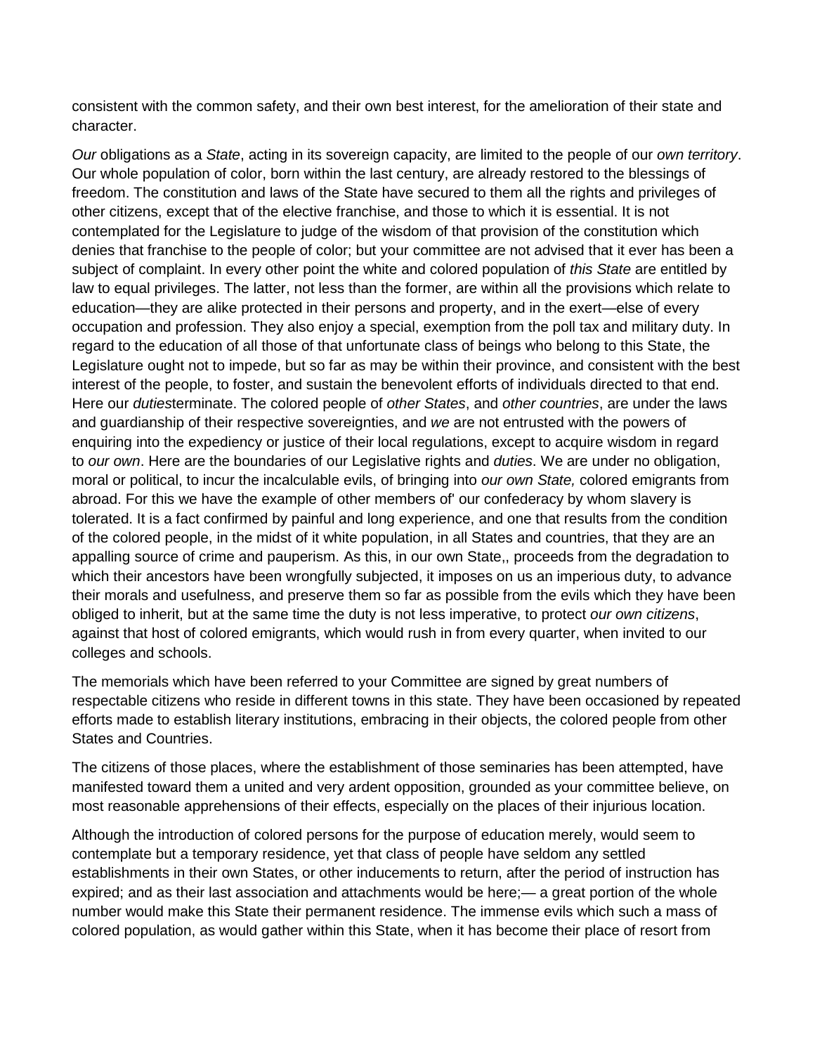consistent with the common safety, and their own best interest, for the amelioration of their state and character.

*Our* obligations as a *State*, acting in its sovereign capacity, are limited to the people of our *own territory*. Our whole population of color, born within the last century, are already restored to the blessings of freedom. The constitution and laws of the State have secured to them all the rights and privileges of other citizens, except that of the elective franchise, and those to which it is essential. It is not contemplated for the Legislature to judge of the wisdom of that provision of the constitution which denies that franchise to the people of color; but your committee are not advised that it ever has been a subject of complaint. In every other point the white and colored population of *this State* are entitled by law to equal privileges. The latter, not less than the former, are within all the provisions which relate to education—they are alike protected in their persons and property, and in the exert—else of every occupation and profession. They also enjoy a special, exemption from the poll tax and military duty. In regard to the education of all those of that unfortunate class of beings who belong to this State, the Legislature ought not to impede, but so far as may be within their province, and consistent with the best interest of the people, to foster, and sustain the benevolent efforts of individuals directed to that end. Here our *duties*terminate. The colored people of *other States*, and *other countries*, are under the laws and guardianship of their respective sovereignties, and *we* are not entrusted with the powers of enquiring into the expediency or justice of their local regulations, except to acquire wisdom in regard to *our own*. Here are the boundaries of our Legislative rights and *duties*. We are under no obligation, moral or political, to incur the incalculable evils, of bringing into *our own State,* colored emigrants from abroad. For this we have the example of other members of' our confederacy by whom slavery is tolerated. It is a fact confirmed by painful and long experience, and one that results from the condition of the colored people, in the midst of it white population, in all States and countries, that they are an appalling source of crime and pauperism. As this, in our own State,, proceeds from the degradation to which their ancestors have been wrongfully subjected, it imposes on us an imperious duty, to advance their morals and usefulness, and preserve them so far as possible from the evils which they have been obliged to inherit, but at the same time the duty is not less imperative, to protect *our own citizens*, against that host of colored emigrants, which would rush in from every quarter, when invited to our colleges and schools.

The memorials which have been referred to your Committee are signed by great numbers of respectable citizens who reside in different towns in this state. They have been occasioned by repeated efforts made to establish literary institutions, embracing in their objects, the colored people from other States and Countries.

The citizens of those places, where the establishment of those seminaries has been attempted, have manifested toward them a united and very ardent opposition, grounded as your committee believe, on most reasonable apprehensions of their effects, especially on the places of their injurious location.

Although the introduction of colored persons for the purpose of education merely, would seem to contemplate but a temporary residence, yet that class of people have seldom any settled establishments in their own States, or other inducements to return, after the period of instruction has expired; and as their last association and attachments would be here;— a great portion of the whole number would make this State their permanent residence. The immense evils which such a mass of colored population, as would gather within this State, when it has become their place of resort from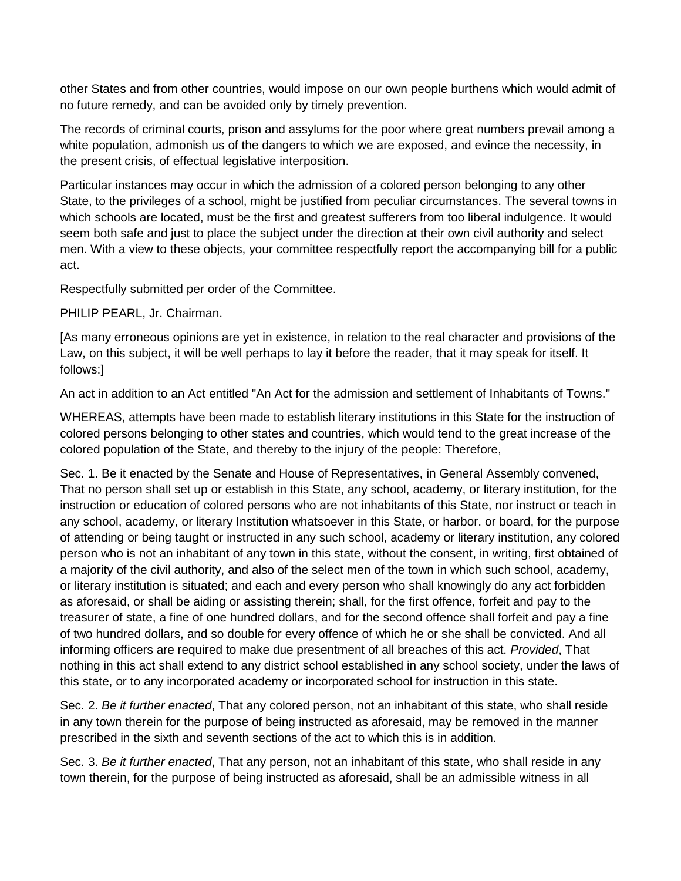other States and from other countries, would impose on our own people burthens which would admit of no future remedy, and can be avoided only by timely prevention.

The records of criminal courts, prison and assylums for the poor where great numbers prevail among a white population, admonish us of the dangers to which we are exposed, and evince the necessity, in the present crisis, of effectual legislative interposition.

Particular instances may occur in which the admission of a colored person belonging to any other State, to the privileges of a school, might be justified from peculiar circumstances. The several towns in which schools are located, must be the first and greatest sufferers from too liberal indulgence. It would seem both safe and just to place the subject under the direction at their own civil authority and select men. With a view to these objects, your committee respectfully report the accompanying bill for a public act.

Respectfully submitted per order of the Committee.

PHILIP PEARL, Jr. Chairman.

[As many erroneous opinions are yet in existence, in relation to the real character and provisions of the Law, on this subject, it will be well perhaps to lay it before the reader, that it may speak for itself. It follows:]

An act in addition to an Act entitled "An Act for the admission and settlement of Inhabitants of Towns."

WHEREAS, attempts have been made to establish literary institutions in this State for the instruction of colored persons belonging to other states and countries, which would tend to the great increase of the colored population of the State, and thereby to the injury of the people: Therefore,

Sec. 1. Be it enacted by the Senate and House of Representatives, in General Assembly convened, That no person shall set up or establish in this State, any school, academy, or literary institution, for the instruction or education of colored persons who are not inhabitants of this State, nor instruct or teach in any school, academy, or literary Institution whatsoever in this State, or harbor. or board, for the purpose of attending or being taught or instructed in any such school, academy or literary institution, any colored person who is not an inhabitant of any town in this state, without the consent, in writing, first obtained of a majority of the civil authority, and also of the select men of the town in which such school, academy, or literary institution is situated; and each and every person who shall knowingly do any act forbidden as aforesaid, or shall be aiding or assisting therein; shall, for the first offence, forfeit and pay to the treasurer of state, a fine of one hundred dollars, and for the second offence shall forfeit and pay a fine of two hundred dollars, and so double for every offence of which he or she shall be convicted. And all informing officers are required to make due presentment of all breaches of this act. *Provided*, That nothing in this act shall extend to any district school established in any school society, under the laws of this state, or to any incorporated academy or incorporated school for instruction in this state.

Sec. 2. *Be it further enacted*, That any colored person, not an inhabitant of this state, who shall reside in any town therein for the purpose of being instructed as aforesaid, may be removed in the manner prescribed in the sixth and seventh sections of the act to which this is in addition.

Sec. 3. *Be it further enacted*, That any person, not an inhabitant of this state, who shall reside in any town therein, for the purpose of being instructed as aforesaid, shall be an admissible witness in all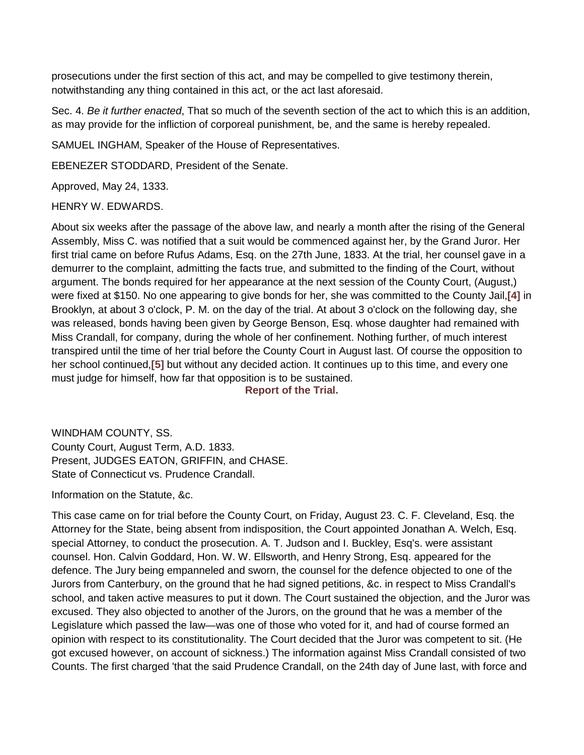prosecutions under the first section of this act, and may be compelled to give testimony therein, notwithstanding any thing contained in this act, or the act last aforesaid.

Sec. 4. *Be it further enacted*, That so much of the seventh section of the act to which this is an addition, as may provide for the infliction of corporeal punishment, be, and the same is hereby repealed.

SAMUEL INGHAM, Speaker of the House of Representatives.

EBENEZER STODDARD, President of the Senate.

Approved, May 24, 1333.

HENRY W. EDWARDS.

About six weeks after the passage of the above law, and nearly a month after the rising of the General Assembly, Miss C. was notified that a suit would be commenced against her, by the Grand Juror. Her first trial came on before Rufus Adams, Esq. on the 27th June, 1833. At the trial, her counsel gave in a demurrer to the complaint, admitting the facts true, and submitted to the finding of the Court, without argument. The bonds required for her appearance at the next session of the County Court, (August,) were fixed at $150. No one appearing to give bonds for her, she was committed to the County Jail,**[4]** in Brooklyn, at about 3 o'clock, P. M. on the day of the trial. At about 3 o'clock on the following day, she was released, bonds having been given by George Benson, Esq. whose daughter had remained with Miss Crandall, for company, during the whole of her confinement. Nothing further, of much interest transpired until the time of her trial before the County Court in August last. Of course the opposition to her school continued,**[5]** but without any decided action. It continues up to this time, and every one must judge for himself, how far that opposition is to be sustained.

## Report of the Trial.

WINDHAM COUNTY, SS.
County Court, August Term, A.D. 1833.
Present, JUDGES EATON, GRIFFIN, and CHASE.
State of Connecticut vs. Prudence Crandall.

Information on the Statute, &c.

This case came on for trial before the County Court, on Friday, August 23. C. F. Cleveland, Esq. the Attorney for the State, being absent from indisposition, the Court appointed Jonathan A. Welch, Esq. special Attorney, to conduct the prosecution. A. T. Judson and I. Buckley, Esq's. were assistant counsel. Hon. Calvin Goddard, Hon. W. W. Ellsworth, and Henry Strong, Esq. appeared for the defence. The Jury being empanneled and sworn, the counsel for the defence objected to one of the Jurors from Canterbury, on the ground that he had signed petitions, &c. in respect to Miss Crandall's school, and taken active measures to put it down. The Court sustained the objection, and the Juror was excused. They also objected to another of the Jurors, on the ground that he was a member of the Legislature which passed the law—was one of those who voted for it, and had of course formed an opinion with respect to its constitutionality. The Court decided that the Juror was competent to sit. (He got excused however, on account of sickness.) The information against Miss Crandall consisted of two Counts. The first charged 'that the said Prudence Crandall, on the 24th day of June last, with force and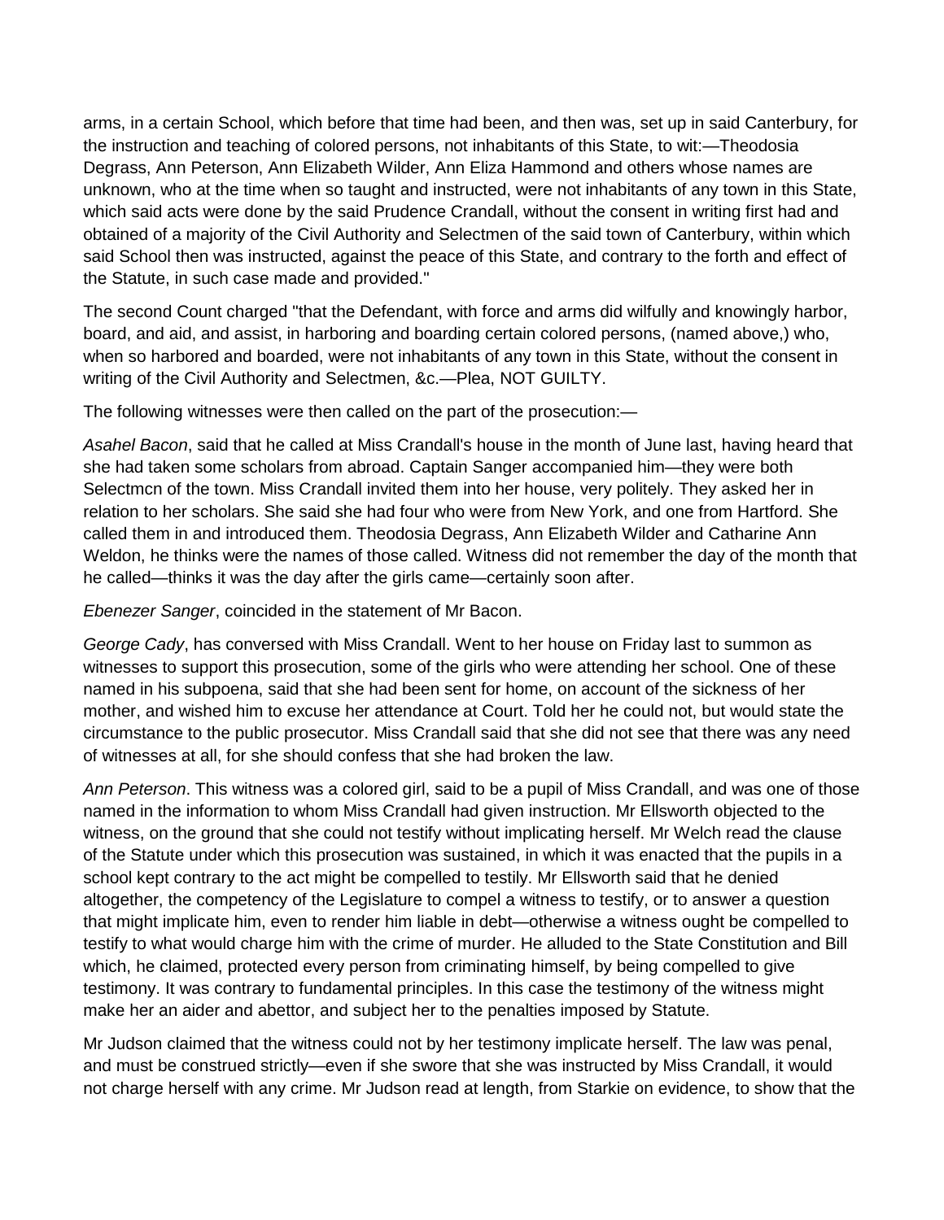arms, in a certain School, which before that time had been, and then was, set up in said Canterbury, for the instruction and teaching of colored persons, not inhabitants of this State, to wit:—Theodosia Degrass, Ann Peterson, Ann Elizabeth Wilder, Ann Eliza Hammond and others whose names are unknown, who at the time when so taught and instructed, were not inhabitants of any town in this State, which said acts were done by the said Prudence Crandall, without the consent in writing first had and obtained of a majority of the Civil Authority and Selectmen of the said town of Canterbury, within which said School then was instructed, against the peace of this State, and contrary to the forth and effect of the Statute, in such case made and provided."

The second Count charged "that the Defendant, with force and arms did wilfully and knowingly harbor, board, and aid, and assist, in harboring and boarding certain colored persons, (named above,) who, when so harbored and boarded, were not inhabitants of any town in this State, without the consent in writing of the Civil Authority and Selectmen, &c.—Plea, NOT GUILTY.

The following witnesses were then called on the part of the prosecution:—

*Asahel Bacon*, said that he called at Miss Crandall's house in the month of June last, having heard that she had taken some scholars from abroad. Captain Sanger accompanied him—they were both Selectmcn of the town. Miss Crandall invited them into her house, very politely. They asked her in relation to her scholars. She said she had four who were from New York, and one from Hartford. She called them in and introduced them. Theodosia Degrass, Ann Elizabeth Wilder and Catharine Ann Weldon, he thinks were the names of those called. Witness did not remember the day of the month that he called—thinks it was the day after the girls came—certainly soon after.

*Ebenezer Sanger*, coincided in the statement of Mr Bacon.

*George Cady*, has conversed with Miss Crandall. Went to her house on Friday last to summon as witnesses to support this prosecution, some of the girls who were attending her school. One of these named in his subpoena, said that she had been sent for home, on account of the sickness of her mother, and wished him to excuse her attendance at Court. Told her he could not, but would state the circumstance to the public prosecutor. Miss Crandall said that she did not see that there was any need of witnesses at all, for she should confess that she had broken the law.

*Ann Peterson*. This witness was a colored girl, said to be a pupil of Miss Crandall, and was one of those named in the information to whom Miss Crandall had given instruction. Mr Ellsworth objected to the witness, on the ground that she could not testify without implicating herself. Mr Welch read the clause of the Statute under which this prosecution was sustained, in which it was enacted that the pupils in a school kept contrary to the act might be compelled to testily. Mr Ellsworth said that he denied altogether, the competency of the Legislature to compel a witness to testify, or to answer a question that might implicate him, even to render him liable in debt—otherwise a witness ought be compelled to testify to what would charge him with the crime of murder. He alluded to the State Constitution and Bill which, he claimed, protected every person from criminating himself, by being compelled to give testimony. It was contrary to fundamental principles. In this case the testimony of the witness might make her an aider and abettor, and subject her to the penalties imposed by Statute.

Mr Judson claimed that the witness could not by her testimony implicate herself. The law was penal, and must be construed strictly—even if she swore that she was instructed by Miss Crandall, it would not charge herself with any crime. Mr Judson read at length, from Starkie on evidence, to show that the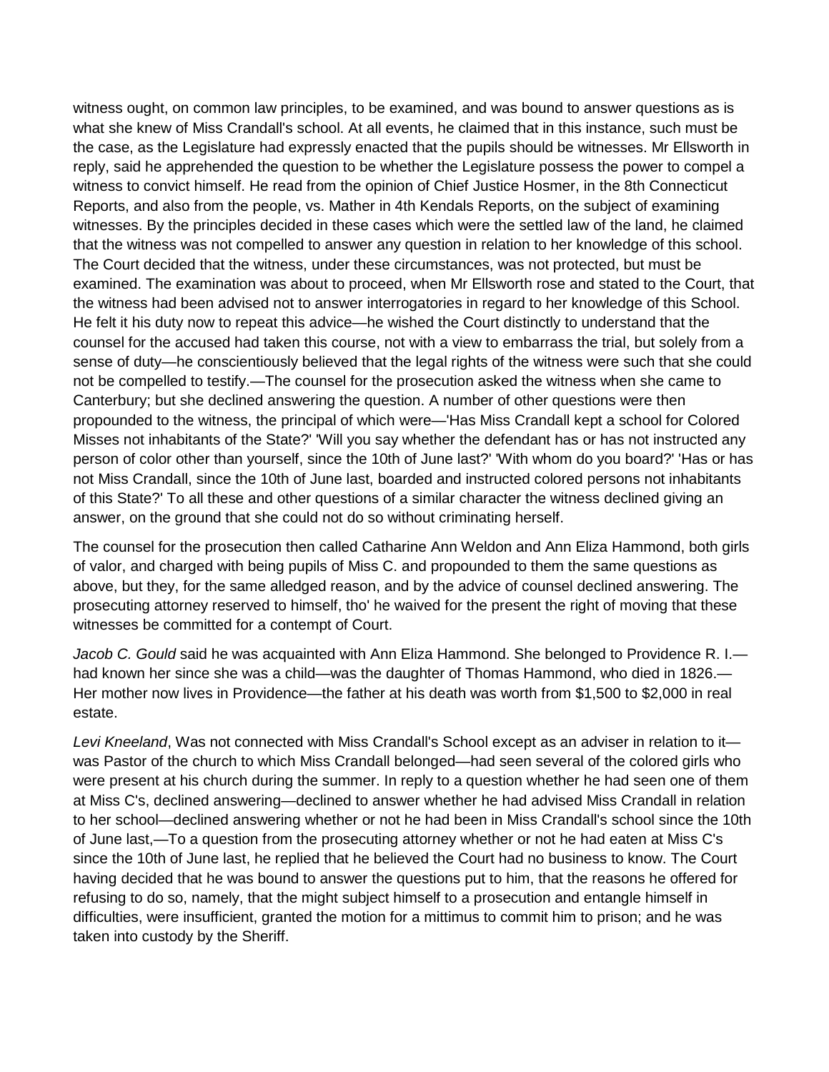witness ought, on common law principles, to be examined, and was bound to answer questions as is what she knew of Miss Crandall's school. At all events, he claimed that in this instance, such must be the case, as the Legislature had expressly enacted that the pupils should be witnesses. Mr Ellsworth in reply, said he apprehended the question to be whether the Legislature possess the power to compel a witness to convict himself. He read from the opinion of Chief Justice Hosmer, in the 8th Connecticut Reports, and also from the people, vs. Mather in 4th Kendals Reports, on the subject of examining witnesses. By the principles decided in these cases which were the settled law of the land, he claimed that the witness was not compelled to answer any question in relation to her knowledge of this school. The Court decided that the witness, under these circumstances, was not protected, but must be examined. The examination was about to proceed, when Mr Ellsworth rose and stated to the Court, that the witness had been advised not to answer interrogatories in regard to her knowledge of this School. He felt it his duty now to repeat this advice—he wished the Court distinctly to understand that the counsel for the accused had taken this course, not with a view to embarrass the trial, but solely from a sense of duty—he conscientiously believed that the legal rights of the witness were such that she could not be compelled to testify.—The counsel for the prosecution asked the witness when she came to Canterbury; but she declined answering the question. A number of other questions were then propounded to the witness, the principal of which were—'Has Miss Crandall kept a school for Colored Misses not inhabitants of the State?' 'Will you say whether the defendant has or has not instructed any person of color other than yourself, since the 10th of June last?' 'With whom do you board?' 'Has or has not Miss Crandall, since the 10th of June last, boarded and instructed colored persons not inhabitants of this State?' To all these and other questions of a similar character the witness declined giving an answer, on the ground that she could not do so without criminating herself.

The counsel for the prosecution then called Catharine Ann Weldon and Ann Eliza Hammond, both girls of valor, and charged with being pupils of Miss C. and propounded to them the same questions as above, but they, for the same alledged reason, and by the advice of counsel declined answering. The prosecuting attorney reserved to himself, tho' he waived for the present the right of moving that these witnesses be committed for a contempt of Court.

*Jacob C. Gould* said he was acquainted with Ann Eliza Hammond. She belonged to Providence R. I.—had known her since she was a child—was the daughter of Thomas Hammond, who died in 1826.—Her mother now lives in Providence—the father at his death was worth from $1,500 to $2,000 in real estate.

*Levi Kneeland*, Was not connected with Miss Crandall's School except as an adviser in relation to it—was Pastor of the church to which Miss Crandall belonged—had seen several of the colored girls who were present at his church during the summer. In reply to a question whether he had seen one of them at Miss C's, declined answering—declined to answer whether he had advised Miss Crandall in relation to her school—declined answering whether or not he had been in Miss Crandall's school since the 10th of June last,—To a question from the prosecuting attorney whether or not he had eaten at Miss C's since the 10th of June last, he replied that he believed the Court had no business to know. The Court having decided that he was bound to answer the questions put to him, that the reasons he offered for refusing to do so, namely, that the might subject himself to a prosecution and entangle himself in difficulties, were insufficient, granted the motion for a mittimus to commit him to prison; and he was taken into custody by the Sheriff.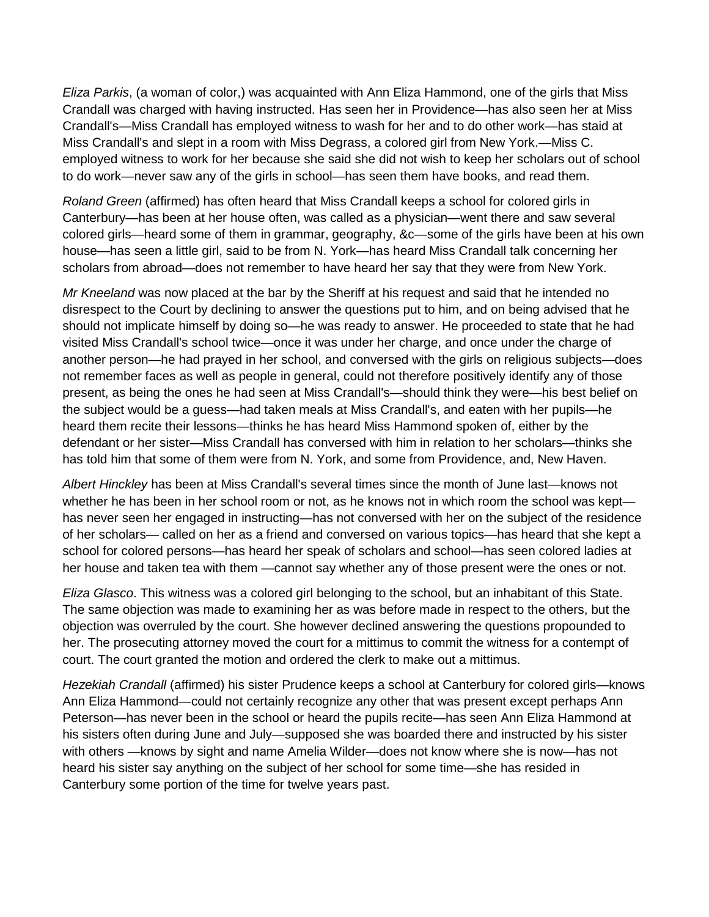*Eliza Parkis*, (a woman of color,) was acquainted with Ann Eliza Hammond, one of the girls that Miss Crandall was charged with having instructed. Has seen her in Providence—has also seen her at Miss Crandall's—Miss Crandall has employed witness to wash for her and to do other work—has staid at Miss Crandall's and slept in a room with Miss Degrass, a colored girl from New York.—Miss C. employed witness to work for her because she said she did not wish to keep her scholars out of school to do work—never saw any of the girls in school—has seen them have books, and read them.

*Roland Green* (affirmed) has often heard that Miss Crandall keeps a school for colored girls in Canterbury—has been at her house often, was called as a physician—went there and saw several colored girls—heard some of them in grammar, geography, &c—some of the girls have been at his own house—has seen a little girl, said to be from N. York—has heard Miss Crandall talk concerning her scholars from abroad—does not remember to have heard her say that they were from New York.

*Mr Kneeland* was now placed at the bar by the Sheriff at his request and said that he intended no disrespect to the Court by declining to answer the questions put to him, and on being advised that he should not implicate himself by doing so—he was ready to answer. He proceeded to state that he had visited Miss Crandall's school twice—once it was under her charge, and once under the charge of another person—he had prayed in her school, and conversed with the girls on religious subjects—does not remember faces as well as people in general, could not therefore positively identify any of those present, as being the ones he had seen at Miss Crandall's—should think they were—his best belief on the subject would be a guess—had taken meals at Miss Crandall's, and eaten with her pupils—he heard them recite their lessons—thinks he has heard Miss Hammond spoken of, either by the defendant or her sister—Miss Crandall has conversed with him in relation to her scholars—thinks she has told him that some of them were from N. York, and some from Providence, and, New Haven.

*Albert Hinckley* has been at Miss Crandall's several times since the month of June last—knows not whether he has been in her school room or not, as he knows not in which room the school was kept—has never seen her engaged in instructing—has not conversed with her on the subject of the residence of her scholars— called on her as a friend and conversed on various topics—has heard that she kept a school for colored persons—has heard her speak of scholars and school—has seen colored ladies at her house and taken tea with them —cannot say whether any of those present were the ones or not.

*Eliza Glasco*. This witness was a colored girl belonging to the school, but an inhabitant of this State. The same objection was made to examining her as was before made in respect to the others, but the objection was overruled by the court. She however declined answering the questions propounded to her. The prosecuting attorney moved the court for a mittimus to commit the witness for a contempt of court. The court granted the motion and ordered the clerk to make out a mittimus.

*Hezekiah Crandall* (affirmed) his sister Prudence keeps a school at Canterbury for colored girls—knows Ann Eliza Hammond—could not certainly recognize any other that was present except perhaps Ann Peterson—has never been in the school or heard the pupils recite—has seen Ann Eliza Hammond at his sisters often during June and July—supposed she was boarded there and instructed by his sister with others —knows by sight and name Amelia Wilder—does not know where she is now—has not heard his sister say anything on the subject of her school for some time—she has resided in Canterbury some portion of the time for twelve years past.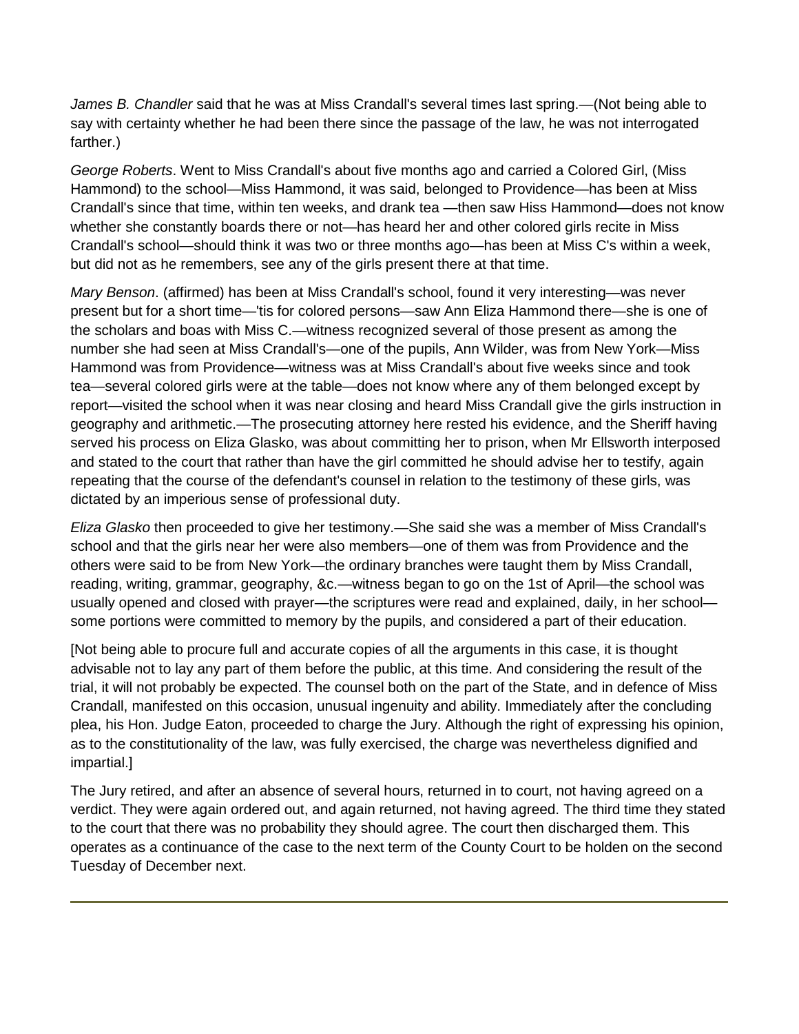*James B. Chandler* said that he was at Miss Crandall's several times last spring.—(Not being able to say with certainty whether he had been there since the passage of the law, he was not interrogated farther.)

*George Roberts*. Went to Miss Crandall's about five months ago and carried a Colored Girl, (Miss Hammond) to the school—Miss Hammond, it was said, belonged to Providence—has been at Miss Crandall's since that time, within ten weeks, and drank tea —then saw Hiss Hammond—does not know whether she constantly boards there or not—has heard her and other colored girls recite in Miss Crandall's school—should think it was two or three months ago—has been at Miss C's within a week, but did not as he remembers, see any of the girls present there at that time.

*Mary Benson*. (affirmed) has been at Miss Crandall's school, found it very interesting—was never present but for a short time—'tis for colored persons—saw Ann Eliza Hammond there—she is one of the scholars and boas with Miss C.—witness recognized several of those present as among the number she had seen at Miss Crandall's—one of the pupils, Ann Wilder, was from New York—Miss Hammond was from Providence—witness was at Miss Crandall's about five weeks since and took tea—several colored girls were at the table—does not know where any of them belonged except by report—visited the school when it was near closing and heard Miss Crandall give the girls instruction in geography and arithmetic.—The prosecuting attorney here rested his evidence, and the Sheriff having served his process on Eliza Glasko, was about committing her to prison, when Mr Ellsworth interposed and stated to the court that rather than have the girl committed he should advise her to testify, again repeating that the course of the defendant's counsel in relation to the testimony of these girls, was dictated by an imperious sense of professional duty.

*Eliza Glasko* then proceeded to give her testimony.—She said she was a member of Miss Crandall's school and that the girls near her were also members—one of them was from Providence and the others were said to be from New York—the ordinary branches were taught them by Miss Crandall, reading, writing, grammar, geography, &c.—witness began to go on the 1st of April—the school was usually opened and closed with prayer—the scriptures were read and explained, daily, in her school—some portions were committed to memory by the pupils, and considered a part of their education.

[Not being able to procure full and accurate copies of all the arguments in this case, it is thought advisable not to lay any part of them before the public, at this time. And considering the result of the trial, it will not probably be expected. The counsel both on the part of the State, and in defence of Miss Crandall, manifested on this occasion, unusual ingenuity and ability. Immediately after the concluding plea, his Hon. Judge Eaton, proceeded to charge the Jury. Although the right of expressing his opinion, as to the constitutionality of the law, was fully exercised, the charge was nevertheless dignified and impartial.]

The Jury retired, and after an absence of several hours, returned in to court, not having agreed on a verdict. They were again ordered out, and again returned, not having agreed. The third time they stated to the court that there was no probability they should agree. The court then discharged them. This operates as a continuance of the case to the next term of the County Court to be holden on the second Tuesday of December next.

---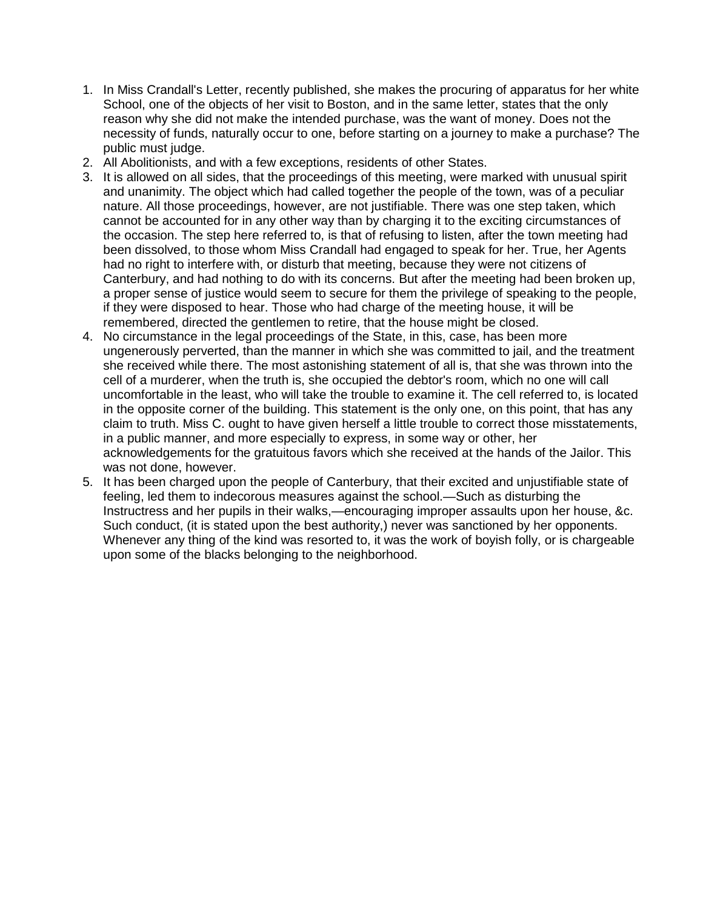1. In Miss Crandall's Letter, recently published, she makes the procuring of apparatus for her white School, one of the objects of her visit to Boston, and in the same letter, states that the only reason why she did not make the intended purchase, was the want of money. Does not the necessity of funds, naturally occur to one, before starting on a journey to make a purchase? The public must judge.
2. All Abolitionists, and with a few exceptions, residents of other States.
3. It is allowed on all sides, that the proceedings of this meeting, were marked with unusual spirit and unanimity. The object which had called together the people of the town, was of a peculiar nature. All those proceedings, however, are not justifiable. There was one step taken, which cannot be accounted for in any other way than by charging it to the exciting circumstances of the occasion. The step here referred to, is that of refusing to listen, after the town meeting had been dissolved, to those whom Miss Crandall had engaged to speak for her. True, her Agents had no right to interfere with, or disturb that meeting, because they were not citizens of Canterbury, and had nothing to do with its concerns. But after the meeting had been broken up, a proper sense of justice would seem to secure for them the privilege of speaking to the people, if they were disposed to hear. Those who had charge of the meeting house, it will be remembered, directed the gentlemen to retire, that the house might be closed.
4. No circumstance in the legal proceedings of the State, in this, case, has been more ungenerously perverted, than the manner in which she was committed to jail, and the treatment she received while there. The most astonishing statement of all is, that she was thrown into the cell of a murderer, when the truth is, she occupied the debtor's room, which no one will call uncomfortable in the least, who will take the trouble to examine it. The cell referred to, is located in the opposite corner of the building. This statement is the only one, on this point, that has any claim to truth. Miss C. ought to have given herself a little trouble to correct those misstatements, in a public manner, and more especially to express, in some way or other, her acknowledgements for the gratuitous favors which she received at the hands of the Jailor. This was not done, however.
5. It has been charged upon the people of Canterbury, that their excited and unjustifiable state of feeling, led them to indecorous measures against the school.—Such as disturbing the Instructress and her pupils in their walks,—encouraging improper assaults upon her house, &c. Such conduct, (it is stated upon the best authority,) never was sanctioned by her opponents. Whenever any thing of the kind was resorted to, it was the work of boyish folly, or is chargeable upon some of the blacks belonging to the neighborhood.